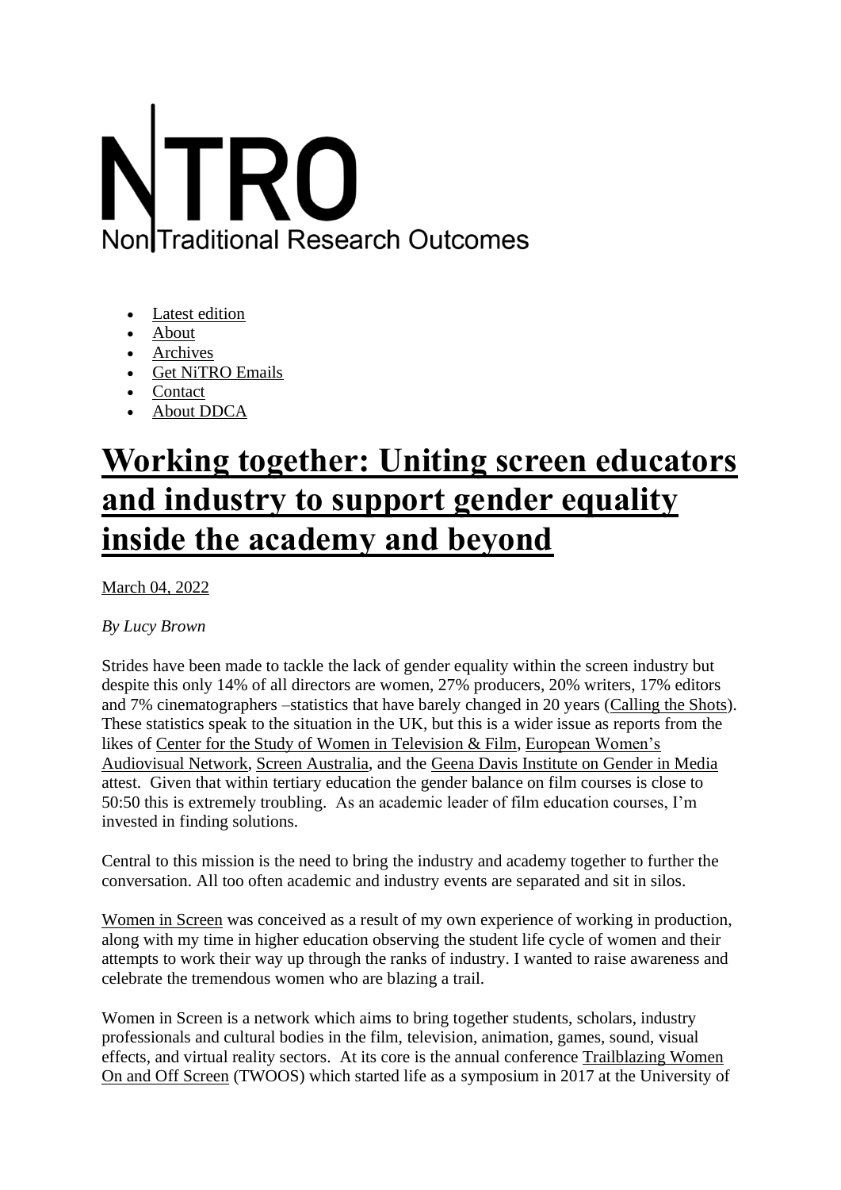NiTRO
Non Traditional Research Outcomes

- Latest edition
- About
- Archives
- Get NiTRO Emails
- Contact
- About DDCA

# Working together: Uniting screen educators and industry to support gender equality inside the academy and beyond

March 04, 2022

*By Lucy Brown*

Strides have been made to tackle the lack of gender equality within the screen industry but despite this only 14% of all directors are women, 27% producers, 20% writers, 17% editors and 7% cinematographers –statistics that have barely changed in 20 years (Calling the Shots). These statistics speak to the situation in the UK, but this is a wider issue as reports from the likes of Center for the Study of Women in Television & Film, European Women's Audiovisual Network, Screen Australia, and the Geena Davis Institute on Gender in Media attest. Given that within tertiary education the gender balance on film courses is close to 50:50 this is extremely troubling. As an academic leader of film education courses, I'm invested in finding solutions.

Central to this mission is the need to bring the industry and academy together to further the conversation. All too often academic and industry events are separated and sit in silos.

Women in Screen was conceived as a result of my own experience of working in production, along with my time in higher education observing the student life cycle of women and their attempts to work their way up through the ranks of industry. I wanted to raise awareness and celebrate the tremendous women who are blazing a trail.

Women in Screen is a network which aims to bring together students, scholars, industry professionals and cultural bodies in the film, television, animation, games, sound, visual effects, and virtual reality sectors. At its core is the annual conference Trailblazing Women On and Off Screen (TWOOS) which started life as a symposium in 2017 at the University of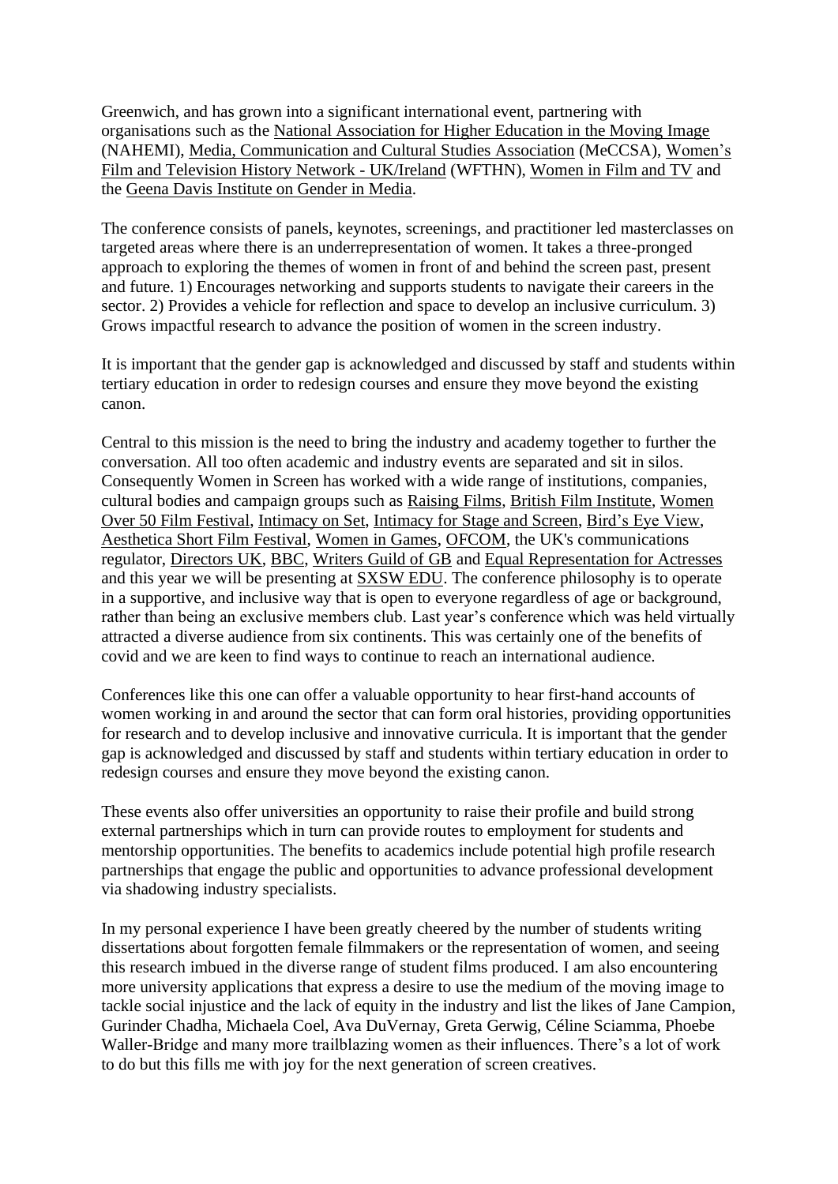Greenwich, and has grown into a significant international event, partnering with organisations such as the National Association for Higher Education in the Moving Image (NAHEMI), Media, Communication and Cultural Studies Association (MeCCSA), Women's Film and Television History Network - UK/Ireland (WFTHN), Women in Film and TV and the Geena Davis Institute on Gender in Media.

The conference consists of panels, keynotes, screenings, and practitioner led masterclasses on targeted areas where there is an underrepresentation of women. It takes a three-pronged approach to exploring the themes of women in front of and behind the screen past, present and future. 1) Encourages networking and supports students to navigate their careers in the sector. 2) Provides a vehicle for reflection and space to develop an inclusive curriculum. 3) Grows impactful research to advance the position of women in the screen industry.

It is important that the gender gap is acknowledged and discussed by staff and students within tertiary education in order to redesign courses and ensure they move beyond the existing canon.

Central to this mission is the need to bring the industry and academy together to further the conversation. All too often academic and industry events are separated and sit in silos. Consequently Women in Screen has worked with a wide range of institutions, companies, cultural bodies and campaign groups such as Raising Films, British Film Institute, Women Over 50 Film Festival, Intimacy on Set, Intimacy for Stage and Screen, Bird's Eye View, Aesthetica Short Film Festival, Women in Games, OFCOM, the UK's communications regulator, Directors UK, BBC, Writers Guild of GB and Equal Representation for Actresses and this year we will be presenting at SXSW EDU. The conference philosophy is to operate in a supportive, and inclusive way that is open to everyone regardless of age or background, rather than being an exclusive members club. Last year's conference which was held virtually attracted a diverse audience from six continents. This was certainly one of the benefits of covid and we are keen to find ways to continue to reach an international audience.

Conferences like this one can offer a valuable opportunity to hear first-hand accounts of women working in and around the sector that can form oral histories, providing opportunities for research and to develop inclusive and innovative curricula. It is important that the gender gap is acknowledged and discussed by staff and students within tertiary education in order to redesign courses and ensure they move beyond the existing canon.

These events also offer universities an opportunity to raise their profile and build strong external partnerships which in turn can provide routes to employment for students and mentorship opportunities. The benefits to academics include potential high profile research partnerships that engage the public and opportunities to advance professional development via shadowing industry specialists.

In my personal experience I have been greatly cheered by the number of students writing dissertations about forgotten female filmmakers or the representation of women, and seeing this research imbued in the diverse range of student films produced. I am also encountering more university applications that express a desire to use the medium of the moving image to tackle social injustice and the lack of equity in the industry and list the likes of Jane Campion, Gurinder Chadha, Michaela Coel, Ava DuVernay, Greta Gerwig, Céline Sciamma, Phoebe Waller-Bridge and many more trailblazing women as their influences. There's a lot of work to do but this fills me with joy for the next generation of screen creatives.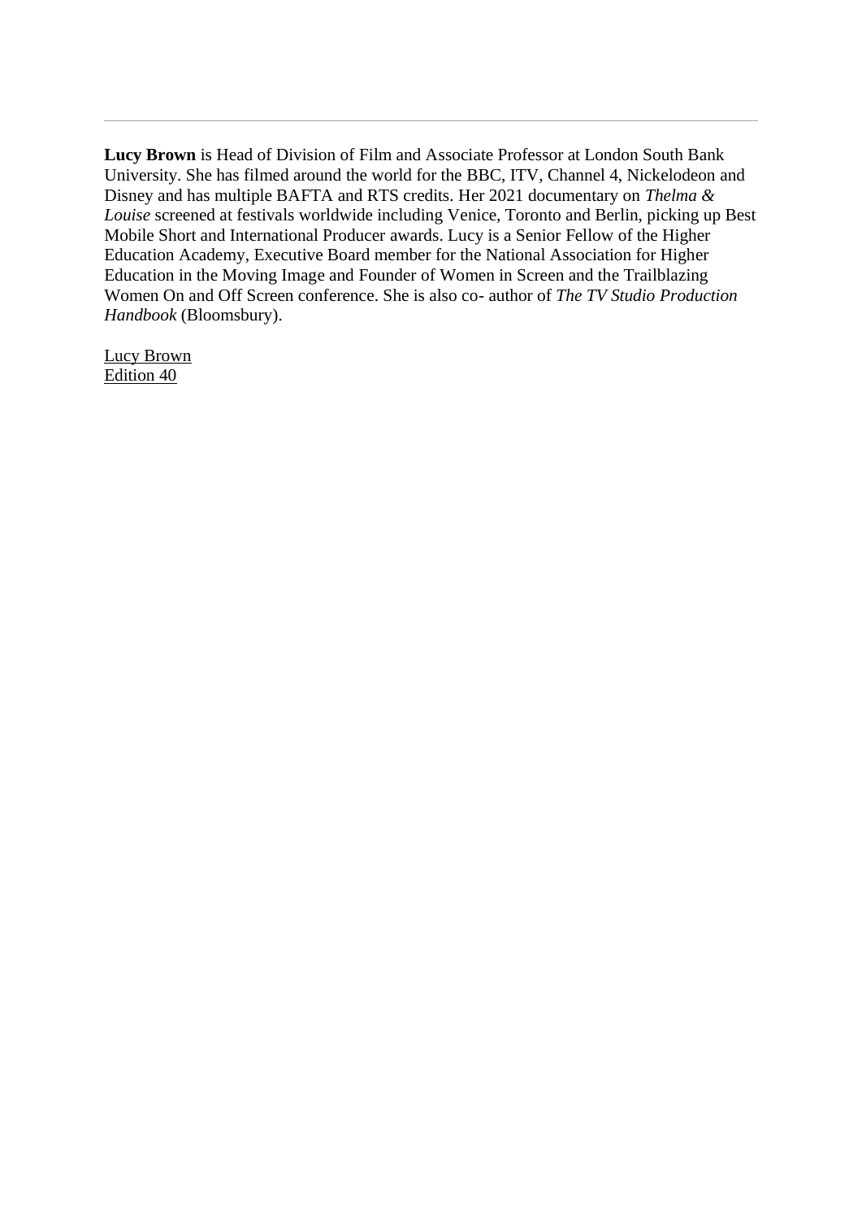---

**Lucy Brown** is Head of Division of Film and Associate Professor at London South Bank University. She has filmed around the world for the BBC, ITV, Channel 4, Nickelodeon and Disney and has multiple BAFTA and RTS credits. Her 2021 documentary on *Thelma & Louise* screened at festivals worldwide including Venice, Toronto and Berlin, picking up Best Mobile Short and International Producer awards. Lucy is a Senior Fellow of the Higher Education Academy, Executive Board member for the National Association for Higher Education in the Moving Image and Founder of Women in Screen and the Trailblazing Women On and Off Screen conference. She is also co- author of *The TV Studio Production Handbook* (Bloomsbury).

Lucy Brown
Edition 40